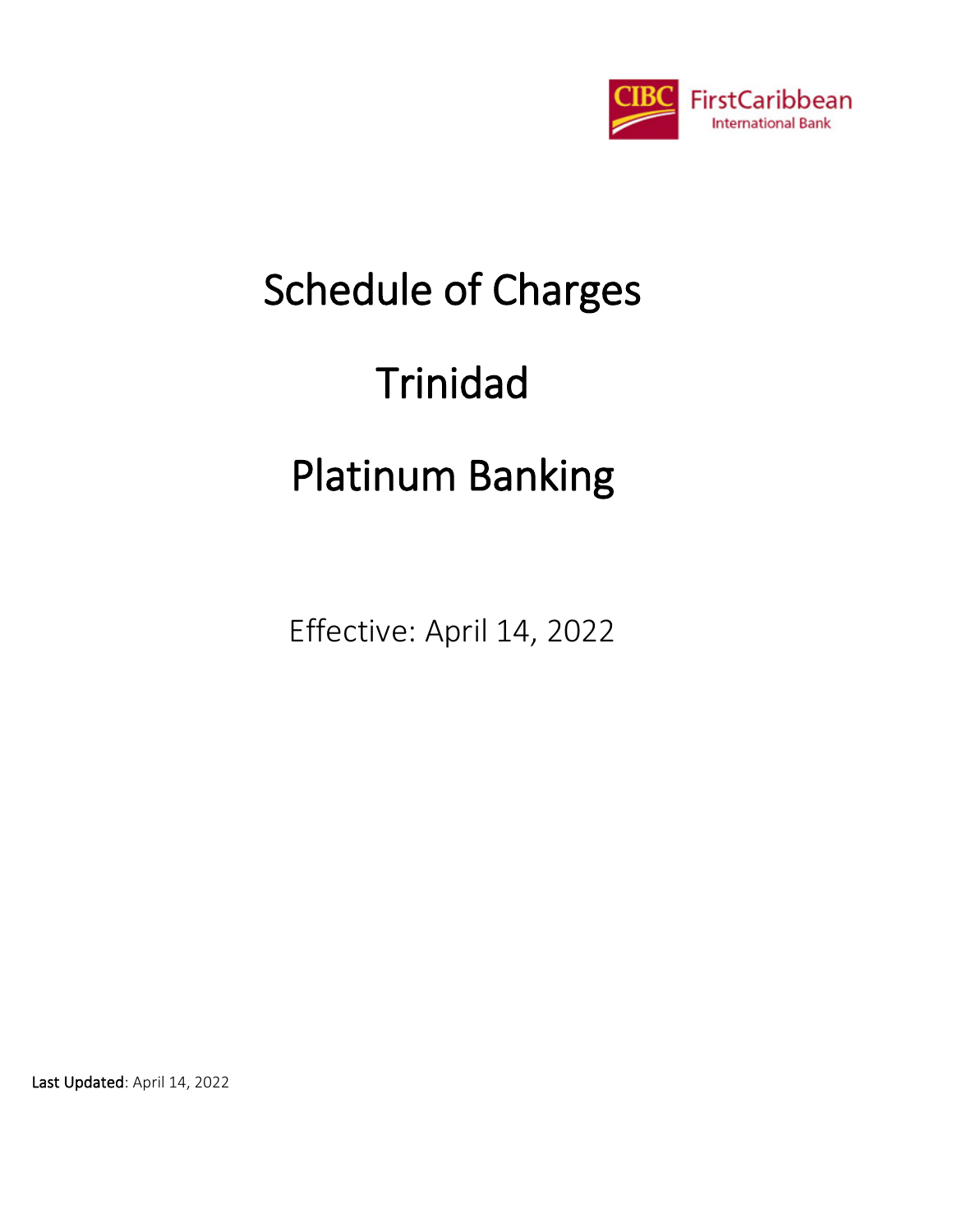CIBC FirstCaribbean International Bank

# Schedule of Charges

# Trinidad

# Platinum Banking

Effective: April 14, 2022

Last Updated: April 14, 2022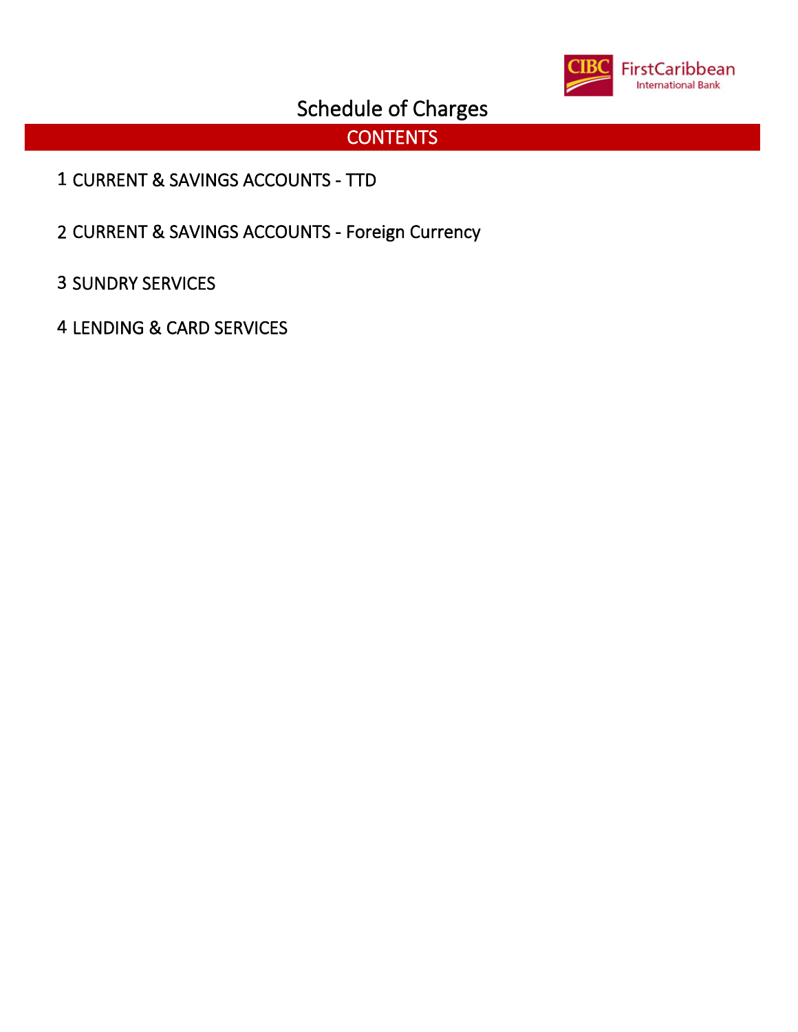# Schedule of Charges

## CONTENTS

1 CURRENT & SAVINGS ACCOUNTS - TTD

2 CURRENT & SAVINGS ACCOUNTS - Foreign Currency

3 SUNDRY SERVICES

4 LENDING & CARD SERVICES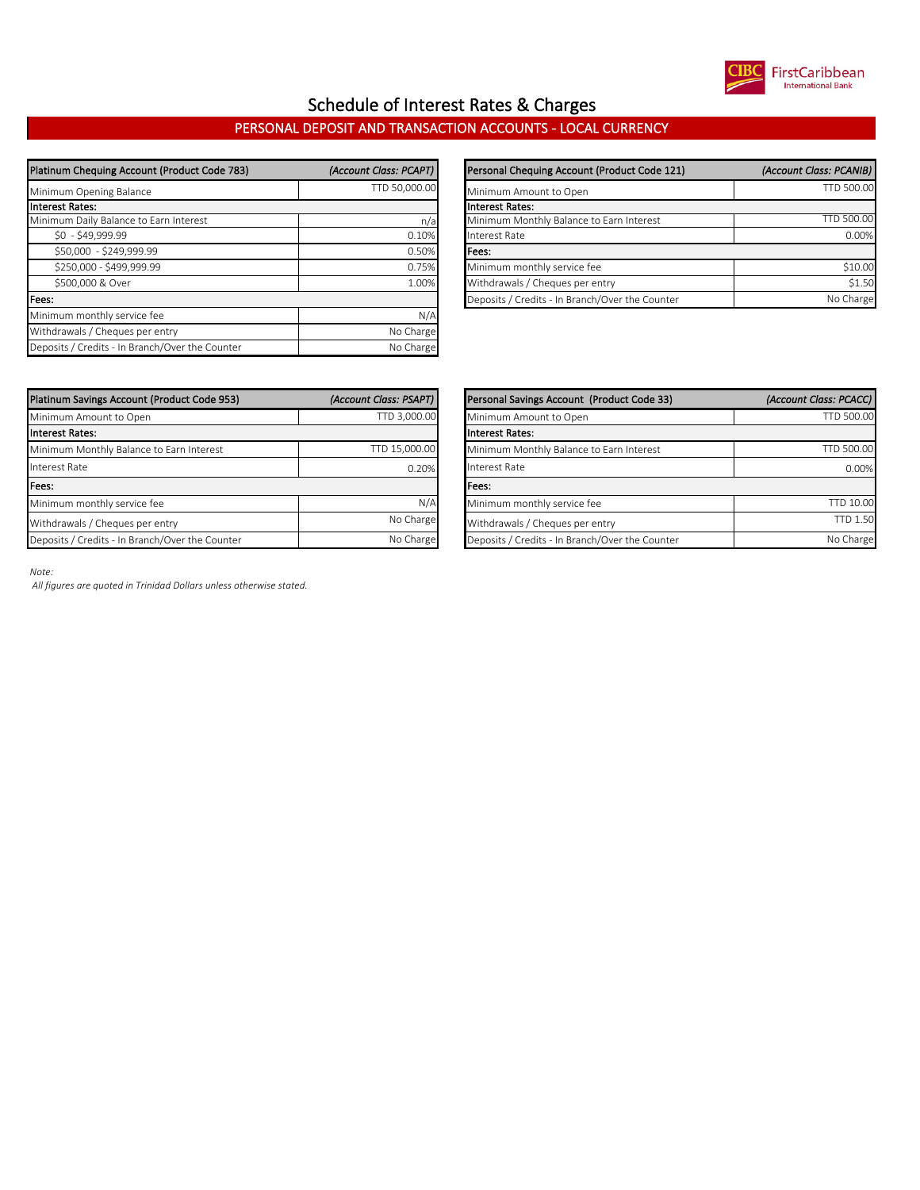# Schedule of Interest Rates & Charges

## PERSONAL DEPOSIT AND TRANSACTION ACCOUNTS - LOCAL CURRENCY

| Platinum Chequing Account (Product Code 783) | *(Account Class: PCAPT)* |
|---|---|
| Minimum Opening Balance | TTD 50,000.00 |
| **Interest Rates:** | |
| Minimum Daily Balance to Earn Interest | n/a |
| $0 - $49,999.99 | 0.10% |
| $50,000 - $249,999.99 | 0.50% |
| $250,000 - $499,999.99 | 0.75% |
| $500,000 & Over | 1.00% |
| **Fees:** | |
| Minimum monthly service fee | N/A |
| Withdrawals / Cheques per entry | No Charge |
| Deposits / Credits - In Branch/Over the Counter | No Charge |

| Personal Chequing Account (Product Code 121) | *(Account Class: PCANIB)* |
|---|---|
| Minimum Amount to Open | TTD 500.00 |
| **Interest Rates:** | |
| Minimum Monthly Balance to Earn Interest | TTD 500.00 |
| Interest Rate | 0.00% |
| **Fees:** | |
| Minimum monthly service fee | $10.00 |
| Withdrawals / Cheques per entry | $1.50 |
| Deposits / Credits - In Branch/Over the Counter | No Charge |

| Platinum Savings Account (Product Code 953) | *(Account Class: PSAPT)* |
|---|---|
| Minimum Amount to Open | TTD 3,000.00 |
| **Interest Rates:** | |
| Minimum Monthly Balance to Earn Interest | TTD 15,000.00 |
| Interest Rate | 0.20% |
| **Fees:** | |
| Minimum monthly service fee | N/A |
| Withdrawals / Cheques per entry | No Charge |
| Deposits / Credits - In Branch/Over the Counter | No Charge |

| Personal Savings Account (Product Code 33) | *(Account Class: PCACC)* |
|---|---|
| Minimum Amount to Open | TTD 500.00 |
| **Interest Rates:** | |
| Minimum Monthly Balance to Earn Interest | TTD 500.00 |
| Interest Rate | 0.00% |
| **Fees:** | |
| Minimum monthly service fee | TTD 10.00 |
| Withdrawals / Cheques per entry | TTD 1.50 |
| Deposits / Credits - In Branch/Over the Counter | No Charge |

*Note:*

*All figures are quoted in Trinidad Dollars unless otherwise stated.*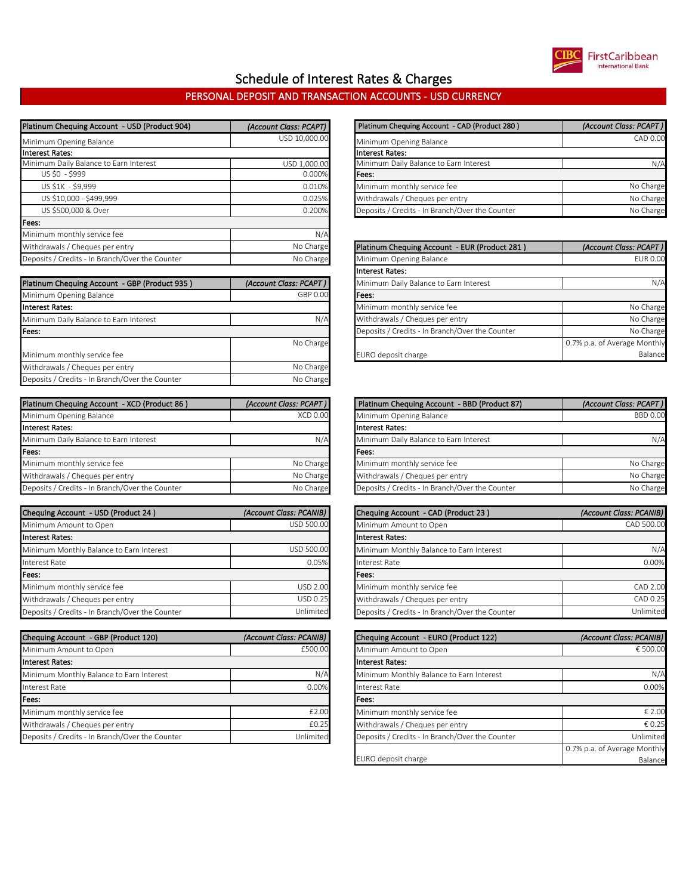# Schedule of Interest Rates & Charges

## PERSONAL DEPOSIT AND TRANSACTION ACCOUNTS - USD CURRENCY

| Platinum Chequing Account - USD (Product 904) | *(Account Class: PCAPT)* |
|---|---|
| Minimum Opening Balance | USD 10,000.00 |
| **Interest Rates:** | |
| Minimum Daily Balance to Earn Interest | USD 1,000.00 |
| US $0 - $999 | 0.000% |
| US $1K - $9,999 | 0.010% |
| US $10,000 - $499,999 | 0.025% |
| US $500,000 & Over | 0.200% |
| **Fees:** | |
| Minimum monthly service fee | N/A |
| Withdrawals / Cheques per entry | No Charge |
| Deposits / Credits - In Branch/Over the Counter | No Charge |

| Platinum Chequing Account - GBP (Product 935 ) | *(Account Class: PCAPT )* |
|---|---|
| Minimum Opening Balance | GBP 0.00 |
| **Interest Rates:** | |
| Minimum Daily Balance to Earn Interest | N/A |
| **Fees:** | |
| Minimum monthly service fee | No Charge |
| Withdrawals / Cheques per entry | No Charge |
| Deposits / Credits - In Branch/Over the Counter | No Charge |

| Platinum Chequing Account - CAD (Product 280 ) | *(Account Class: PCAPT )* |
|---|---|
| Minimum Opening Balance | CAD 0.00 |
| **Interest Rates:** | |
| Minimum Daily Balance to Earn Interest | N/A |
| **Fees:** | |
| Minimum monthly service fee | No Charge |
| Withdrawals / Cheques per entry | No Charge |
| Deposits / Credits - In Branch/Over the Counter | No Charge |

| Platinum Chequing Account - EUR (Product 281 ) | *(Account Class: PCAPT )* |
|---|---|
| Minimum Opening Balance | EUR 0.00 |
| **Interest Rates:** | |
| Minimum Daily Balance to Earn Interest | N/A |
| **Fees:** | |
| Minimum monthly service fee | No Charge |
| Withdrawals / Cheques per entry | No Charge |
| Deposits / Credits - In Branch/Over the Counter | No Charge |
| EURO deposit charge | 0.7% p.a. of Average Monthly Balance |

| Platinum Chequing Account - XCD (Product 86 ) | *(Account Class: PCAPT )* |
|---|---|
| Minimum Opening Balance | XCD 0.00 |
| **Interest Rates:** | |
| Minimum Daily Balance to Earn Interest | N/A |
| **Fees:** | |
| Minimum monthly service fee | No Charge |
| Withdrawals / Cheques per entry | No Charge |
| Deposits / Credits - In Branch/Over the Counter | No Charge |

| Platinum Chequing Account - BBD (Product 87) | *(Account Class: PCAPT )* |
|---|---|
| Minimum Opening Balance | BBD 0.00 |
| **Interest Rates:** | |
| Minimum Daily Balance to Earn Interest | N/A |
| **Fees:** | |
| Minimum monthly service fee | No Charge |
| Withdrawals / Cheques per entry | No Charge |
| Deposits / Credits - In Branch/Over the Counter | No Charge |

| Chequing Account - USD (Product 24 ) | *(Account Class: PCANIB)* |
|---|---|
| Minimum Amount to Open | USD 500.00 |
| **Interest Rates:** | |
| Minimum Monthly Balance to Earn Interest | USD 500.00 |
| Interest Rate | 0.05% |
| **Fees:** | |
| Minimum monthly service fee | USD 2.00 |
| Withdrawals / Cheques per entry | USD 0.25 |
| Deposits / Credits - In Branch/Over the Counter | Unlimited |

| Chequing Account - CAD (Product 23 ) | *(Account Class: PCANIB)* |
|---|---|
| Minimum Amount to Open | CAD 500.00 |
| **Interest Rates:** | |
| Minimum Monthly Balance to Earn Interest | N/A |
| Interest Rate | 0.00% |
| **Fees:** | |
| Minimum monthly service fee | CAD 2.00 |
| Withdrawals / Cheques per entry | CAD 0.25 |
| Deposits / Credits - In Branch/Over the Counter | Unlimited |

| Chequing Account - GBP (Product 120) | *(Account Class: PCANIB)* |
|---|---|
| Minimum Amount to Open | £500.00 |
| **Interest Rates:** | |
| Minimum Monthly Balance to Earn Interest | N/A |
| Interest Rate | 0.00% |
| **Fees:** | |
| Minimum monthly service fee | £2.00 |
| Withdrawals / Cheques per entry | £0.25 |
| Deposits / Credits - In Branch/Over the Counter | Unlimited |

| Chequing Account - EURO (Product 122) | *(Account Class: PCANIB)* |
|---|---|
| Minimum Amount to Open | € 500.00 |
| **Interest Rates:** | |
| Minimum Monthly Balance to Earn Interest | N/A |
| Interest Rate | 0.00% |
| **Fees:** | |
| Minimum monthly service fee | € 2.00 |
| Withdrawals / Cheques per entry | € 0.25 |
| Deposits / Credits - In Branch/Over the Counter | Unlimited |
| EURO deposit charge | 0.7% p.a. of Average Monthly Balance |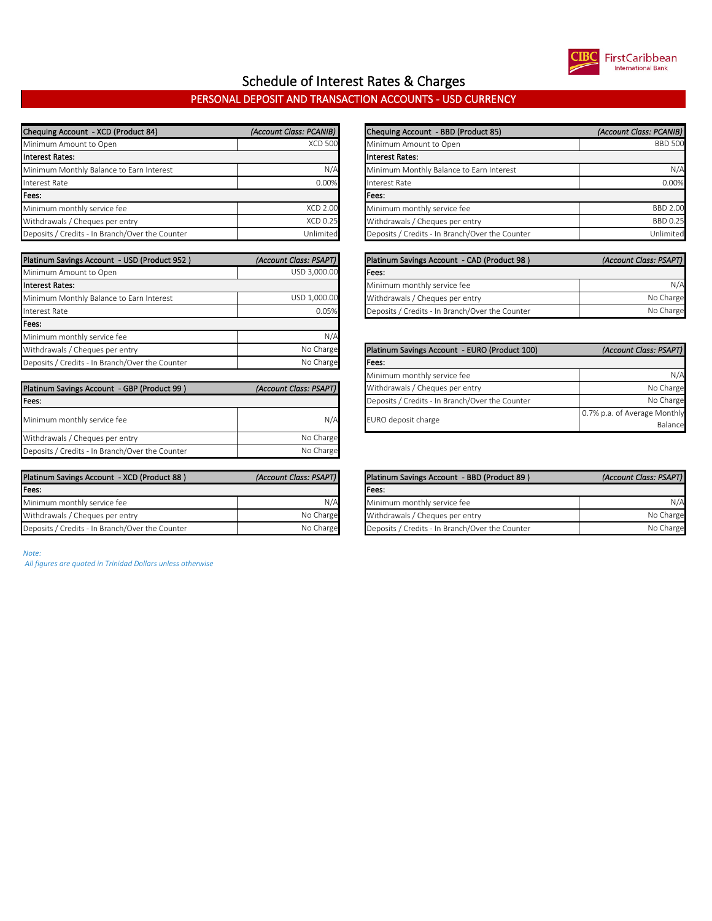# Schedule of Interest Rates & Charges

## PERSONAL DEPOSIT AND TRANSACTION ACCOUNTS - USD CURRENCY

| Chequing Account - XCD (Product 84) | (Account Class: PCANIB) |
|---|---|
| Minimum Amount to Open | XCD 500 |
| **Interest Rates:** | |
| Minimum Monthly Balance to Earn Interest | N/A |
| Interest Rate | 0.00% |
| **Fees:** | |
| Minimum monthly service fee | XCD 2.00 |
| Withdrawals / Cheques per entry | XCD 0.25 |
| Deposits / Credits - In Branch/Over the Counter | Unlimited |

| Chequing Account - BBD (Product 85) | (Account Class: PCANIB) |
|---|---|
| Minimum Amount to Open | BBD 500 |
| **Interest Rates:** | |
| Minimum Monthly Balance to Earn Interest | N/A |
| Interest Rate | 0.00% |
| **Fees:** | |
| Minimum monthly service fee | BBD 2.00 |
| Withdrawals / Cheques per entry | BBD 0.25 |
| Deposits / Credits - In Branch/Over the Counter | Unlimited |

| Platinum Savings Account - USD (Product 952 ) | (Account Class: PSAPT) |
|---|---|
| Minimum Amount to Open | USD 3,000.00 |
| **Interest Rates:** | |
| Minimum Monthly Balance to Earn Interest | USD 1,000.00 |
| Interest Rate | 0.05% |
| **Fees:** | |
| Minimum monthly service fee | N/A |
| Withdrawals / Cheques per entry | No Charge |
| Deposits / Credits - In Branch/Over the Counter | No Charge |

| Platinum Savings Account - CAD (Product 98 ) | (Account Class: PSAPT) |
|---|---|
| **Fees:** | |
| Minimum monthly service fee | N/A |
| Withdrawals / Cheques per entry | No Charge |
| Deposits / Credits - In Branch/Over the Counter | No Charge |

| Platinum Savings Account - EURO (Product 100) | (Account Class: PSAPT) |
|---|---|
| **Fees:** | |
| Minimum monthly service fee | N/A |
| Withdrawals / Cheques per entry | No Charge |
| Deposits / Credits - In Branch/Over the Counter | No Charge |
| EURO deposit charge | 0.7% p.a. of Average Monthly Balance |

| Platinum Savings Account - GBP (Product 99 ) | (Account Class: PSAPT) |
|---|---|
| **Fees:** | |
| Minimum monthly service fee | N/A |
| Withdrawals / Cheques per entry | No Charge |
| Deposits / Credits - In Branch/Over the Counter | No Charge |

| Platinum Savings Account - XCD (Product 88 ) | (Account Class: PSAPT) |
|---|---|
| **Fees:** | |
| Minimum monthly service fee | N/A |
| Withdrawals / Cheques per entry | No Charge |
| Deposits / Credits - In Branch/Over the Counter | No Charge |

| Platinum Savings Account - BBD (Product 89 ) | (Account Class: PSAPT) |
|---|---|
| **Fees:** | |
| Minimum monthly service fee | N/A |
| Withdrawals / Cheques per entry | No Charge |
| Deposits / Credits - In Branch/Over the Counter | No Charge |

*Note:*
*All figures are quoted in Trinidad Dollars unless otherwise*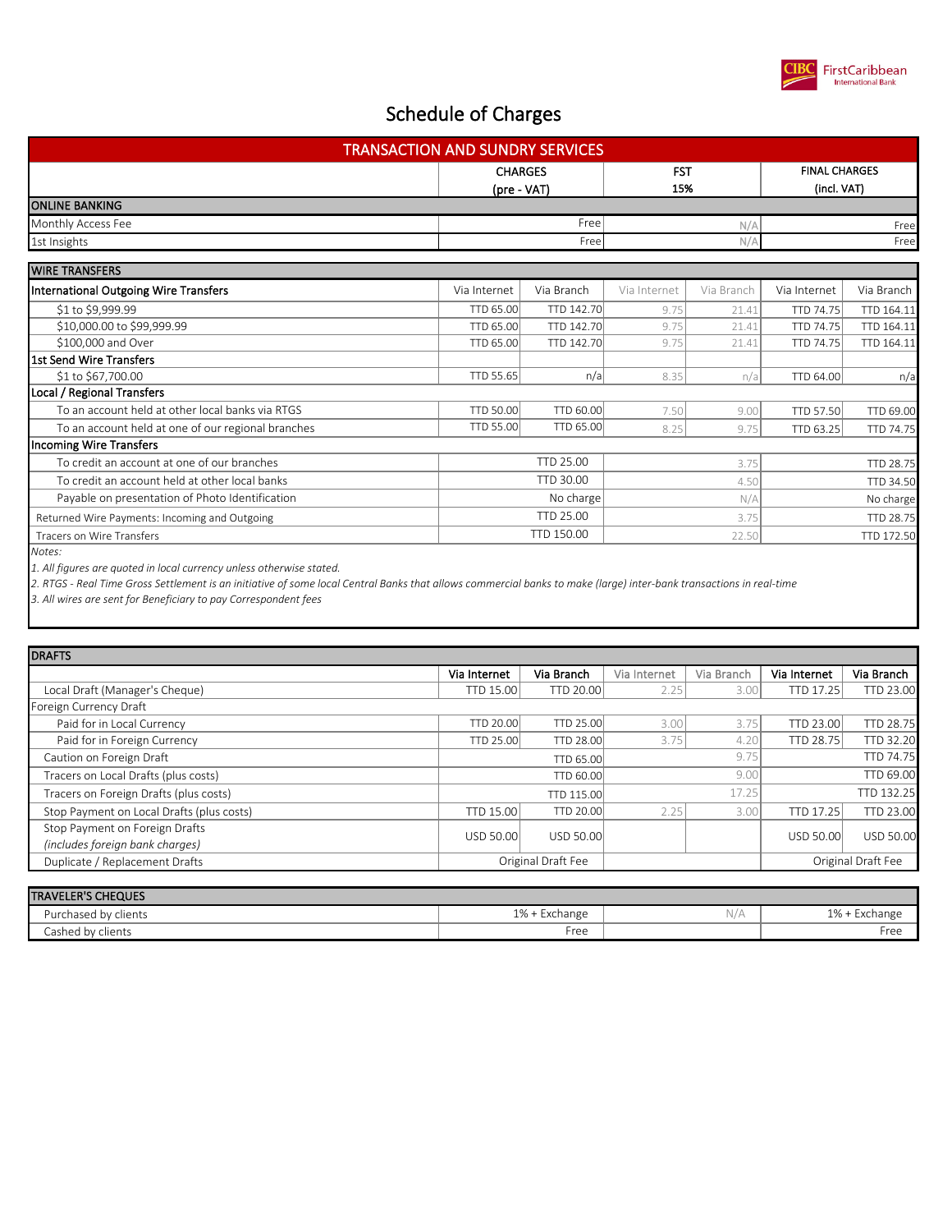# Schedule of Charges

| TRANSACTION AND SUNDRY SERVICES | CHARGES (pre - VAT) | | FST 15% | | FINAL CHARGES (incl. VAT) | |
|---|---|---|---|---|---|---|
| **ONLINE BANKING** | | | | | | |
| Monthly Access Fee | Free | | N/A | | Free | |
| 1st Insights | Free | | N/A | | Free | |

| WIRE TRANSFERS | | | | | | |
|---|---|---|---|---|---|---|
| **International Outgoing Wire Transfers** | Via Internet | Via Branch | Via Internet | Via Branch | Via Internet | Via Branch |
| $1 to $9,999.99 | TTD 65.00 | TTD 142.70 | 9.75 | 21.41 | TTD 74.75 | TTD 164.11 |
| $10,000.00 to $99,999.99 | TTD 65.00 | TTD 142.70 | 9.75 | 21.41 | TTD 74.75 | TTD 164.11 |
| $100,000 and Over | TTD 65.00 | TTD 142.70 | 9.75 | 21.41 | TTD 74.75 | TTD 164.11 |
| **1st Send Wire Transfers** | | | | | | |
| $1 to $67,700.00 | TTD 55.65 | n/a | 8.35 | n/a | TTD 64.00 | n/a |
| **Local / Regional Transfers** | | | | | | |
| To an account held at other local banks via RTGS | TTD 50.00 | TTD 60.00 | 7.50 | 9.00 | TTD 57.50 | TTD 69.00 |
| To an account held at one of our regional branches | TTD 55.00 | TTD 65.00 | 8.25 | 9.75 | TTD 63.25 | TTD 74.75 |
| **Incoming Wire Transfers** | | | | | | |
| To credit an account at one of our branches | TTD 25.00 | | 3.75 | | TTD 28.75 | |
| To credit an account held at other local banks | TTD 30.00 | | 4.50 | | TTD 34.50 | |
| Payable on presentation of Photo Identification | No charge | | N/A | | No charge | |
| Returned Wire Payments: Incoming and Outgoing | TTD 25.00 | | 3.75 | | TTD 28.75 | |
| Tracers on Wire Transfers | TTD 150.00 | | 22.50 | | TTD 172.50 | |

*Notes:*

*1. All figures are quoted in local currency unless otherwise stated.*

*2. RTGS - Real Time Gross Settlement is an initiative of some local Central Banks that allows commercial banks to make (large) inter-bank transactions in real-time*

*3. All wires are sent for Beneficiary to pay Correspondent fees*

| DRAFTS | Via Internet | Via Branch | Via Internet | Via Branch | Via Internet | Via Branch |
|---|---|---|---|---|---|---|
| Local Draft (Manager's Cheque) | TTD 15.00 | TTD 20.00 | 2.25 | 3.00 | TTD 17.25 | TTD 23.00 |
| Foreign Currency Draft | | | | | | |
| Paid for in Local Currency | TTD 20.00 | TTD 25.00 | 3.00 | 3.75 | TTD 23.00 | TTD 28.75 |
| Paid for in Foreign Currency | TTD 25.00 | TTD 28.00 | 3.75 | 4.20 | TTD 28.75 | TTD 32.20 |
| Caution on Foreign Draft | | TTD 65.00 | | 9.75 | | TTD 74.75 |
| Tracers on Local Drafts (plus costs) | | TTD 60.00 | | 9.00 | | TTD 69.00 |
| Tracers on Foreign Drafts (plus costs) | | TTD 115.00 | | 17.25 | | TTD 132.25 |
| Stop Payment on Local Drafts (plus costs) | TTD 15.00 | TTD 20.00 | 2.25 | 3.00 | TTD 17.25 | TTD 23.00 |
| Stop Payment on Foreign Drafts *(includes foreign bank charges)* | USD 50.00 | USD 50.00 | | | USD 50.00 | USD 50.00 |
| Duplicate / Replacement Drafts | Original Draft Fee | | | | Original Draft Fee | |

| TRAVELER'S CHEQUES | | | |
|---|---|---|---|
| Purchased by clients | 1% + Exchange | N/A | 1% + Exchange |
| Cashed by clients | Free | | Free |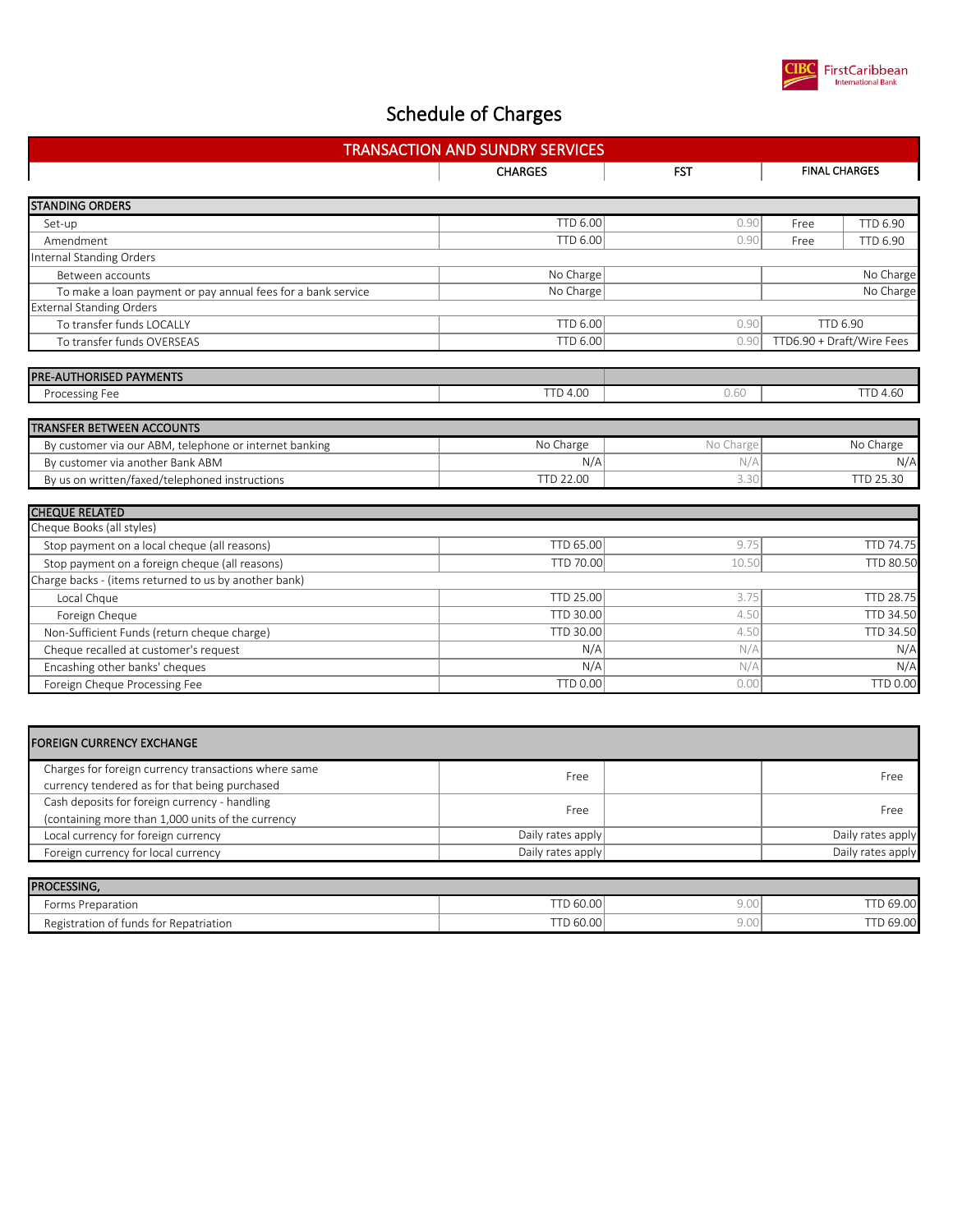# Schedule of Charges

| TRANSACTION AND SUNDRY SERVICES | CHARGES | FST | FINAL CHARGES | |
|---|---|---|---|---|
| **STANDING ORDERS** | | | | |
| Set-up | TTD 6.00 | 0.90 | Free | TTD 6.90 |
| Amendment | TTD 6.00 | 0.90 | Free | TTD 6.90 |
| Internal Standing Orders | | | | |
| Between accounts | No Charge | | | No Charge |
| To make a loan payment or pay annual fees for a bank service | No Charge | | | No Charge |
| External Standing Orders | | | | |
| To transfer funds LOCALLY | TTD 6.00 | 0.90 | TTD 6.90 | |
| To transfer funds OVERSEAS | TTD 6.00 | 0.90 | TTD6.90 + Draft/Wire Fees | |
| **PRE-AUTHORISED PAYMENTS** | | | | |
| Processing Fee | TTD 4.00 | 0.60 | TTD 4.60 | |
| **TRANSFER BETWEEN ACCOUNTS** | | | | |
| By customer via our ABM, telephone or internet banking | No Charge | No Charge | No Charge | |
| By customer via another Bank ABM | N/A | N/A | N/A | |
| By us on written/faxed/telephoned instructions | TTD 22.00 | 3.30 | TTD 25.30 | |
| **CHEQUE RELATED** | | | | |
| Cheque Books (all styles) | | | | |
| Stop payment on a local cheque (all reasons) | TTD 65.00 | 9.75 | TTD 74.75 | |
| Stop payment on a foreign cheque (all reasons) | TTD 70.00 | 10.50 | TTD 80.50 | |
| Charge backs - (items returned to us by another bank) | | | | |
| Local Chque | TTD 25.00 | 3.75 | TTD 28.75 | |
| Foreign Cheque | TTD 30.00 | 4.50 | TTD 34.50 | |
| Non-Sufficient Funds (return cheque charge) | TTD 30.00 | 4.50 | TTD 34.50 | |
| Cheque recalled at customer's request | N/A | N/A | N/A | |
| Encashing other banks' cheques | N/A | N/A | N/A | |
| Foreign Cheque Processing Fee | TTD 0.00 | 0.00 | TTD 0.00 | |
| **FOREIGN CURRENCY EXCHANGE** | | | | |
| Charges for foreign currency transactions where same currency tendered as for that being purchased | Free | | Free | |
| Cash deposits for foreign currency - handling (containing more than 1,000 units of the currency | Free | | Free | |
| Local currency for foreign currency | Daily rates apply | | Daily rates apply | |
| Foreign currency for local currency | Daily rates apply | | Daily rates apply | |
| **PROCESSING,** | | | | |
| Forms Preparation | TTD 60.00 | 9.00 | TTD 69.00 | |
| Registration of funds for Repatriation | TTD 60.00 | 9.00 | TTD 69.00 | |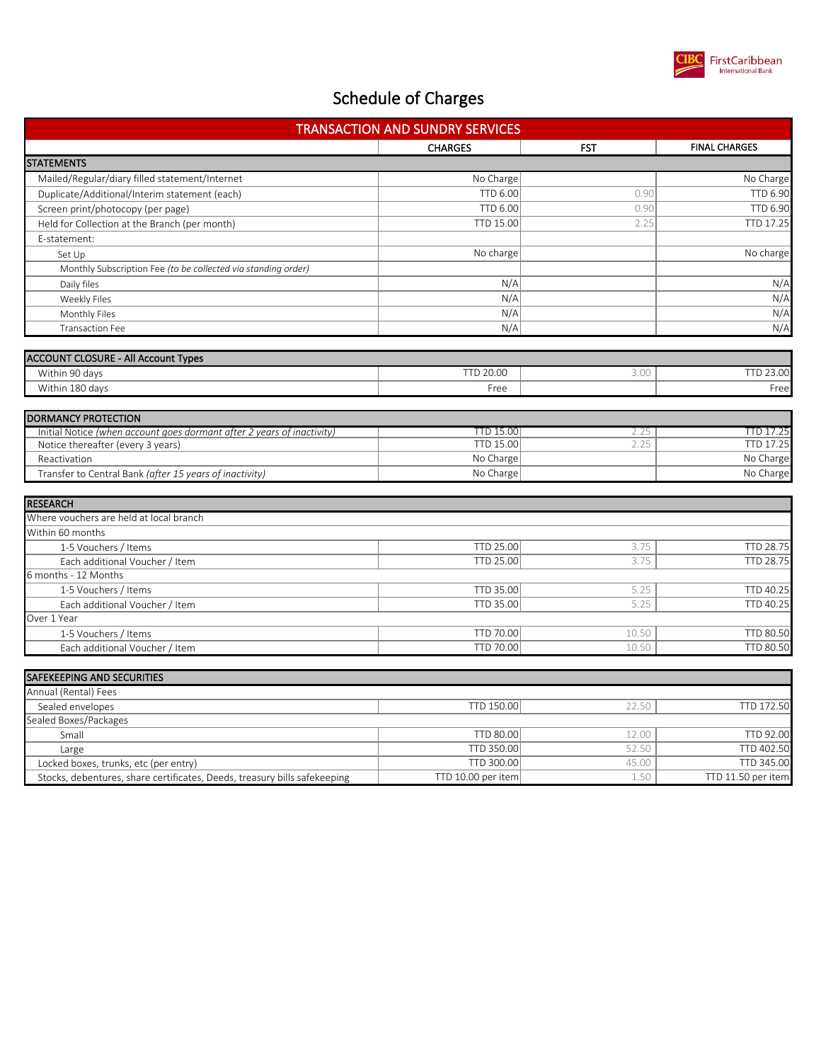# Schedule of Charges

| TRANSACTION AND SUNDRY SERVICES | CHARGES | FST | FINAL CHARGES |
|---|---|---|---|
| **STATEMENTS** | | | |
| Mailed/Regular/diary filled statement/Internet | No Charge | | No Charge |
| Duplicate/Additional/Interim statement (each) | TTD 6.00 | 0.90 | TTD 6.90 |
| Screen print/photocopy (per page) | TTD 6.00 | 0.90 | TTD 6.90 |
| Held for Collection at the Branch (per month) | TTD 15.00 | 2.25 | TTD 17.25 |
| E-statement: | | | |
| Set Up | No charge | | No charge |
| Monthly Subscription Fee *(to be collected via standing order)* | | | |
| Daily files | N/A | | N/A |
| Weekly Files | N/A | | N/A |
| Monthly Files | N/A | | N/A |
| Transaction Fee | N/A | | N/A |

| ACCOUNT CLOSURE - All Account Types | | | |
|---|---|---|---|
| Within 90 days | TTD 20.00 | 3.00 | TTD 23.00 |
| Within 180 days | Free | | Free |

| DORMANCY PROTECTION | | | |
|---|---|---|---|
| Initial Notice *(when account goes dormant after 2 years of inactivity)* | TTD 15.00 | 2.25 | TTD 17.25 |
| Notice thereafter (every 3 years) | TTD 15.00 | 2.25 | TTD 17.25 |
| Reactivation | No Charge | | No Charge |
| Transfer to Central Bank *(after 15 years of inactivity)* | No Charge | | No Charge |

| RESEARCH | | | |
|---|---|---|---|
| Where vouchers are held at local branch | | | |
| Within 60 months | | | |
| 1-5 Vouchers / Items | TTD 25.00 | 3.75 | TTD 28.75 |
| Each additional Voucher / Item | TTD 25.00 | 3.75 | TTD 28.75 |
| 6 months - 12 Months | | | |
| 1-5 Vouchers / Items | TTD 35.00 | 5.25 | TTD 40.25 |
| Each additional Voucher / Item | TTD 35.00 | 5.25 | TTD 40.25 |
| Over 1 Year | | | |
| 1-5 Vouchers / Items | TTD 70.00 | 10.50 | TTD 80.50 |
| Each additional Voucher / Item | TTD 70.00 | 10.50 | TTD 80.50 |

| SAFEKEEPING AND SECURITIES | | | |
|---|---|---|---|
| Annual (Rental) Fees | | | |
| Sealed envelopes | TTD 150.00 | 22.50 | TTD 172.50 |
| Sealed Boxes/Packages | | | |
| Small | TTD 80.00 | 12.00 | TTD 92.00 |
| Large | TTD 350.00 | 52.50 | TTD 402.50 |
| Locked boxes, trunks, etc (per entry) | TTD 300.00 | 45.00 | TTD 345.00 |
| Stocks, debentures, share certificates, Deeds, treasury bills safekeeping | TTD 10.00 per item | 1.50 | TTD 11.50 per item |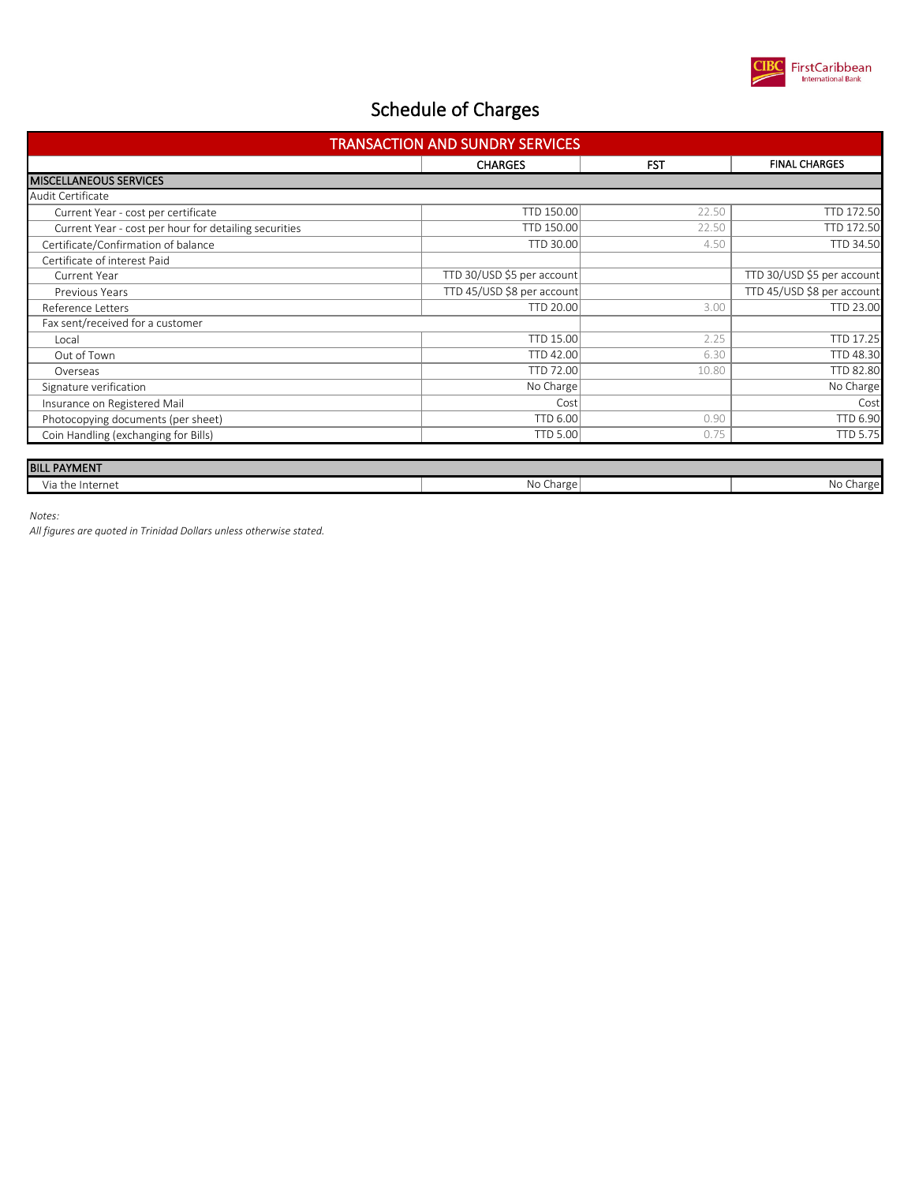# Schedule of Charges

| TRANSACTION AND SUNDRY SERVICES | | | |
|---|---|---|---|
| | CHARGES | FST | FINAL CHARGES |
| **MISCELLANEOUS SERVICES** | | | |
| Audit Certificate | | | |
| Current Year - cost per certificate | TTD 150.00 | 22.50 | TTD 172.50 |
| Current Year - cost per hour for detailing securities | TTD 150.00 | 22.50 | TTD 172.50 |
| Certificate/Confirmation of balance | TTD 30.00 | 4.50 | TTD 34.50 |
| Certificate of interest Paid | | | |
| Current Year | TTD 30/USD $5 per account | | TTD 30/USD $5 per account |
| Previous Years | TTD 45/USD $8 per account | | TTD 45/USD $8 per account |
| Reference Letters | TTD 20.00 | 3.00 | TTD 23.00 |
| Fax sent/received for a customer | | | |
| Local | TTD 15.00 | 2.25 | TTD 17.25 |
| Out of Town | TTD 42.00 | 6.30 | TTD 48.30 |
| Overseas | TTD 72.00 | 10.80 | TTD 82.80 |
| Signature verification | No Charge | | No Charge |
| Insurance on Registered Mail | Cost | | Cost |
| Photocopying documents (per sheet) | TTD 6.00 | 0.90 | TTD 6.90 |
| Coin Handling (exchanging for Bills) | TTD 5.00 | 0.75 | TTD 5.75 |

| BILL PAYMENT | | | |
|---|---|---|---|
| Via the Internet | No Charge | | No Charge |

*Notes:*

*All figures are quoted in Trinidad Dollars unless otherwise stated.*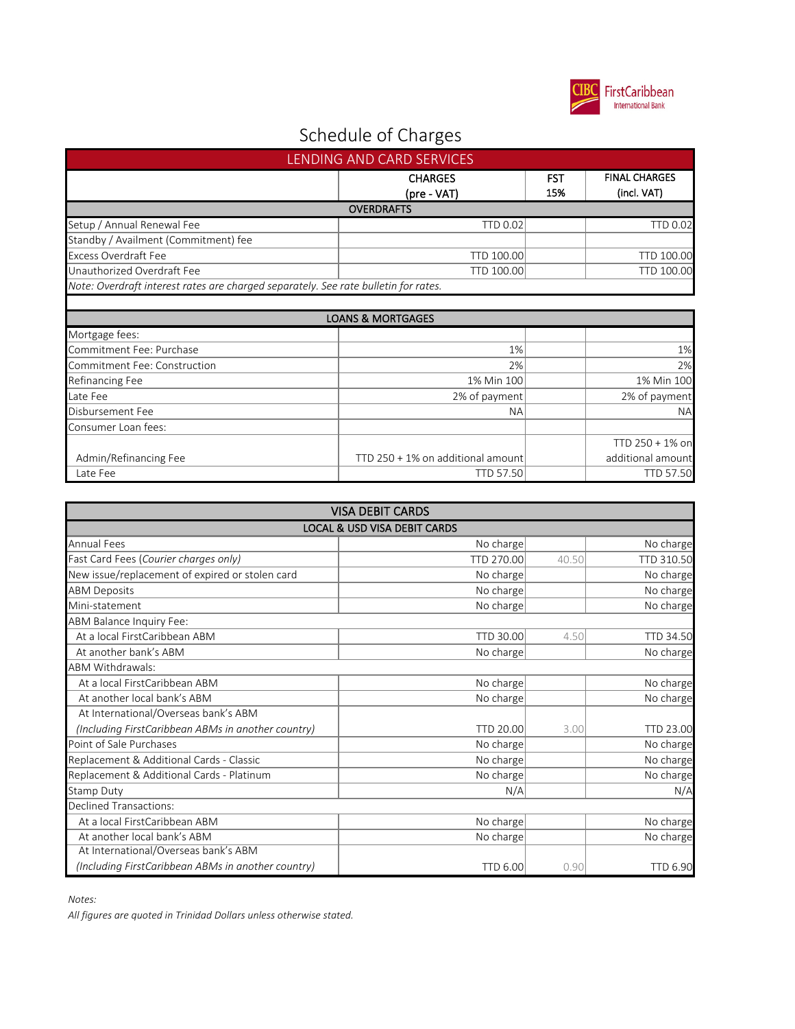# Schedule of Charges

## LENDING AND CARD SERVICES

| | CHARGES (pre - VAT) | FST 15% | FINAL CHARGES (incl. VAT) |
|---|---|---|---|
| **OVERDRAFTS** | | | |
| Setup / Annual Renewal Fee | TTD 0.02 | | TTD 0.02 |
| Standby / Availment (Commitment) fee | | | |
| Excess Overdraft Fee | TTD 100.00 | | TTD 100.00 |
| Unauthorized Overdraft Fee | TTD 100.00 | | TTD 100.00 |
| *Note: Overdraft interest rates are charged separately. See rate bulletin for rates.* | | | |

| | | | |
|---|---|---|---|
| **LOANS & MORTGAGES** | | | |
| Mortgage fees: | | | |
| Commitment Fee: Purchase | 1% | | 1% |
| Commitment Fee: Construction | 2% | | 2% |
| Refinancing Fee | 1% Min 100 | | 1% Min 100 |
| Late Fee | 2% of payment | | 2% of payment |
| Disbursement Fee | NA | | NA |
| Consumer Loan fees: | | | |
| Admin/Refinancing Fee | TTD 250 + 1% on additional amount | | TTD 250 + 1% on additional amount |
| Late Fee | TTD 57.50 | | TTD 57.50 |

| | | | |
|---|---|---|---|
| **VISA DEBIT CARDS** | | | |
| **LOCAL & USD VISA DEBIT CARDS** | | | |
| Annual Fees | No charge | | No charge |
| Fast Card Fees (*Courier charges only)* | TTD 270.00 | 40.50 | TTD 310.50 |
| New issue/replacement of expired or stolen card | No charge | | No charge |
| ABM Deposits | No charge | | No charge |
| Mini-statement | No charge | | No charge |
| ABM Balance Inquiry Fee: | | | |
| At a local FirstCaribbean ABM | TTD 30.00 | 4.50 | TTD 34.50 |
| At another bank's ABM | No charge | | No charge |
| ABM Withdrawals: | | | |
| At a local FirstCaribbean ABM | No charge | | No charge |
| At another local bank's ABM | No charge | | No charge |
| At International/Overseas bank's ABM *(Including FirstCaribbean ABMs in another country)* | TTD 20.00 | 3.00 | TTD 23.00 |
| Point of Sale Purchases | No charge | | No charge |
| Replacement & Additional Cards - Classic | No charge | | No charge |
| Replacement & Additional Cards - Platinum | No charge | | No charge |
| Stamp Duty | N/A | | N/A |
| Declined Transactions: | | | |
| At a local FirstCaribbean ABM | No charge | | No charge |
| At another local bank's ABM | No charge | | No charge |
| At International/Overseas bank's ABM *(Including FirstCaribbean ABMs in another country)* | TTD 6.00 | 0.90 | TTD 6.90 |

*Notes:*

*All figures are quoted in Trinidad Dollars unless otherwise stated.*